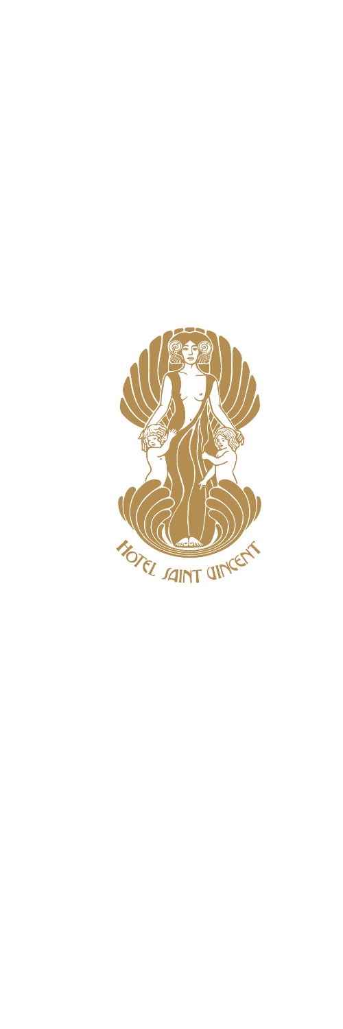HOTEL SAINT VINCENT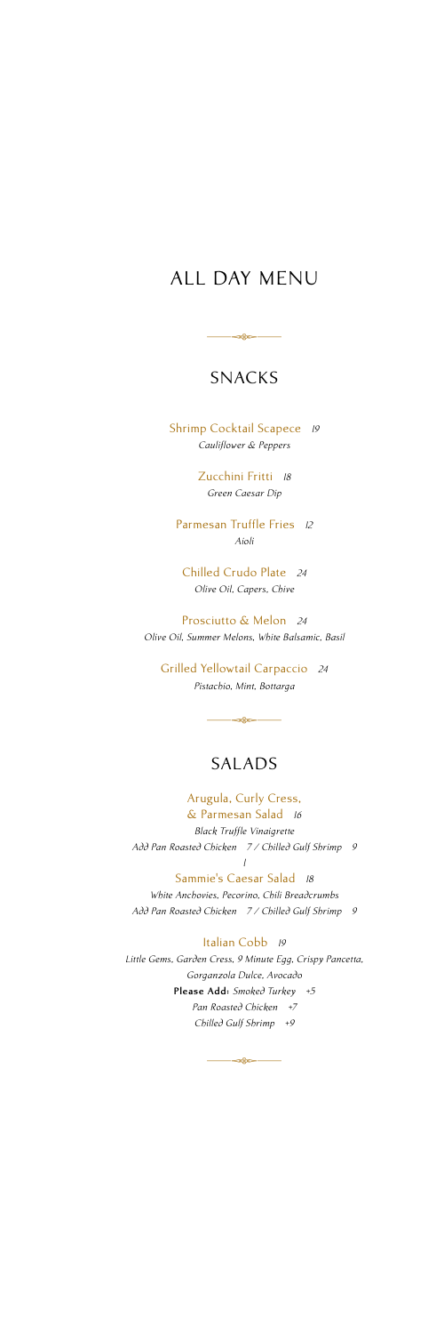# ALL DAY MENU

## SNACKS

**Shrimp Cocktail Scapece** *19*
*Cauliflower & Peppers*

**Zucchini Fritti** *18*
*Green Caesar Dip*

**Parmesan Truffle Fries** *12*
*Aioli*

**Chilled Crudo Plate** *24*
*Olive Oil, Capers, Chive*

**Prosciutto & Melon** *24*
*Olive Oil, Summer Melons, White Balsamic, Basil*

**Grilled Yellowtail Carpaccio** *24*
*Pistachio, Mint, Bottarga*

## SALADS

**Arugula, Curly Cress, & Parmesan Salad** *16*
*Black Truffle Vinaigrette*
*Add Pan Roasted Chicken 7 / Chilled Gulf Shrimp 9*

*|*

**Sammie's Caesar Salad** *18*
*White Anchovies, Pecorino, Chili Breadcrumbs*
*Add Pan Roasted Chicken 7 / Chilled Gulf Shrimp 9*

**Italian Cobb** *19*
*Little Gems, Garden Cress, 9 Minute Egg, Crispy Pancetta, Gorganzola Dulce, Avocado*
**Please Add:** *Smoked Turkey +5*
*Pan Roasted Chicken +7*
*Chilled Gulf Shrimp +9*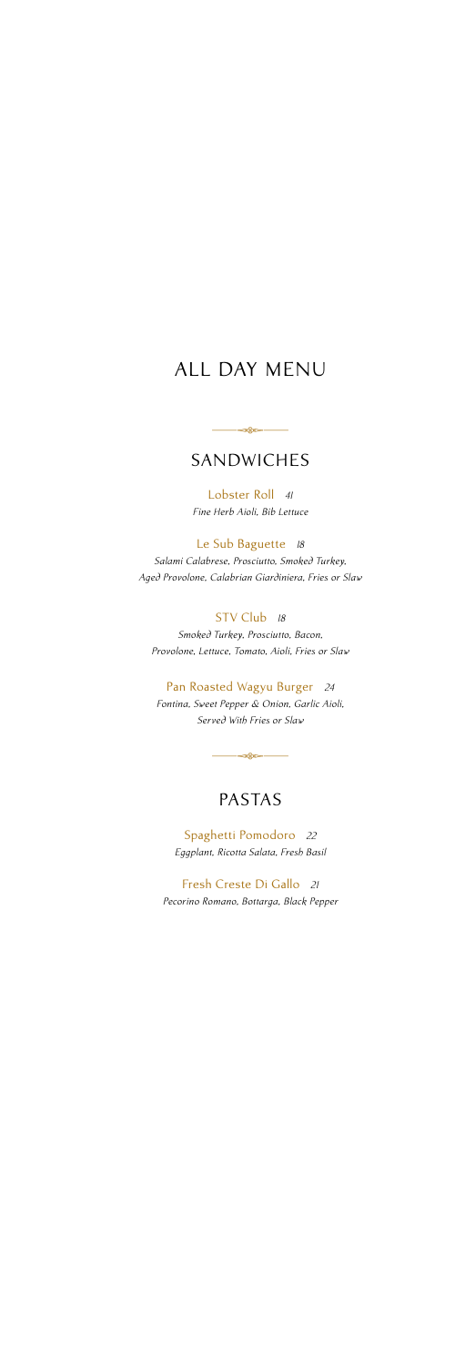# ALL DAY MENU

## SANDWICHES

### Lobster Roll *41*

*Fine Herb Aioli, Bib Lettuce*

### Le Sub Baguette *18*

*Salami Calabrese, Prosciutto, Smoked Turkey, Aged Provolone, Calabrian Giardiniera, Fries or Slaw*

### STV Club *18*

*Smoked Turkey, Prosciutto, Bacon, Provolone, Lettuce, Tomato, Aioli, Fries or Slaw*

### Pan Roasted Wagyu Burger *24*

*Fontina, Sweet Pepper & Onion, Garlic Aioli, Served With Fries or Slaw*

## PASTAS

### Spaghetti Pomodoro *22*

*Eggplant, Ricotta Salata, Fresh Basil*

### Fresh Creste Di Gallo *21*

*Pecorino Romano, Bottarga, Black Pepper*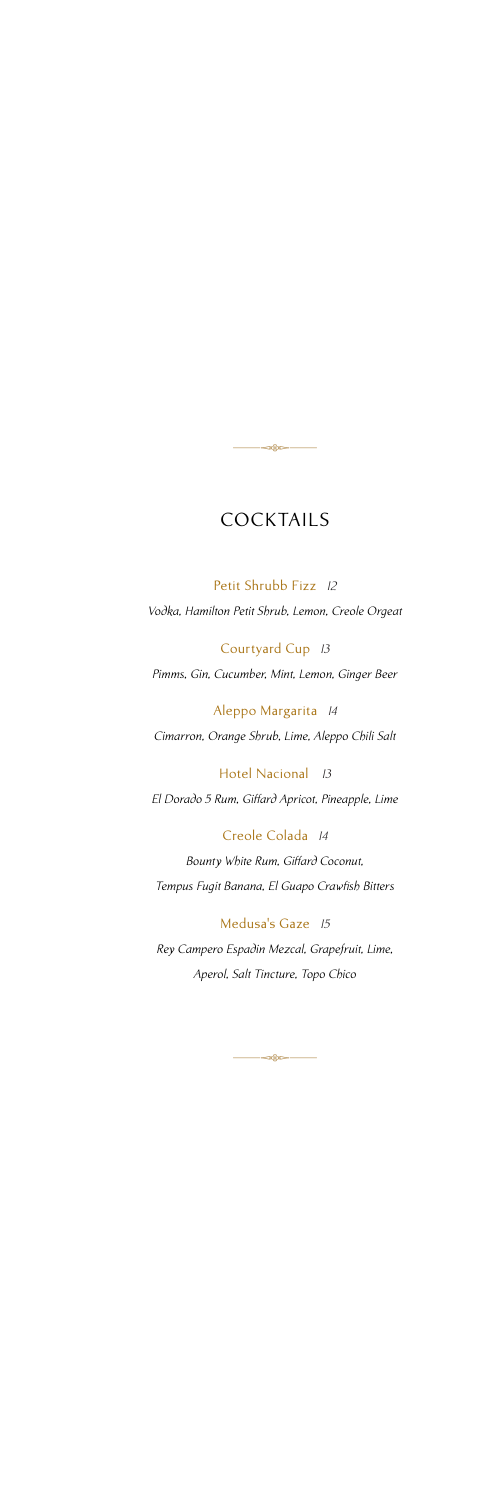# COCKTAILS

**Petit Shrubb Fizz** 12

*Vodka, Hamilton Petit Shrub, Lemon, Creole Orgeat*

**Courtyard Cup** 13

*Pimms, Gin, Cucumber, Mint, Lemon, Ginger Beer*

**Aleppo Margarita** 14

*Cimarron, Orange Shrub, Lime, Aleppo Chili Salt*

**Hotel Nacional** 13

*El Dorado 5 Rum, Giffard Apricot, Pineapple, Lime*

**Creole Colada** 14

*Bounty White Rum, Giffard Coconut,*
*Tempus Fugit Banana, El Guapo Crawfish Bitters*

**Medusa's Gaze** 15

*Rey Campero Espadin Mezcal, Grapefruit, Lime,*
*Aperol, Salt Tincture, Topo Chico*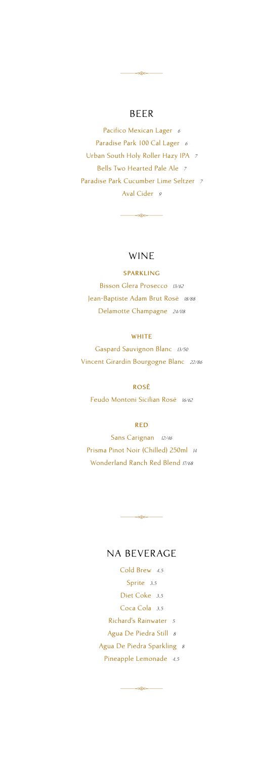## BEER

Pacifico Mexican Lager *6*

Paradise Park 100 Cal Lager *6*

Urban South Holy Roller Hazy IPA *7*

Bells Two Hearted Pale Ale *7*

Paradise Park Cucumber Lime Seltzer *7*

Aval Cider *9*

## WINE

### SPARKLING

Bisson Glera Prosecco *13/62*

Jean-Baptiste Adam Brut Rosé *18/88*

Delamotte Champagne *24/118*

### WHITE

Gaspard Sauvignon Blanc *13/50*

Vincent Girardin Bourgogne Blanc *22/86*

### ROSÉ

Feudo Montoni Sicilian Rosé *16/62*

### RED

Sans Carignan *12/46*

Prisma Pinot Noir (Chilled) 250ml *14*

Wonderland Ranch Red Blend *17/68*

## NA BEVERAGE

Cold Brew *4.5*

Sprite *3.5*

Diet Coke *3.5*

Coca Cola *3.5*

Richard's Rainwater *5*

Agua De Piedra Still *8*

Agua De Piedra Sparkling *8*

Pineapple Lemonade *4.5*